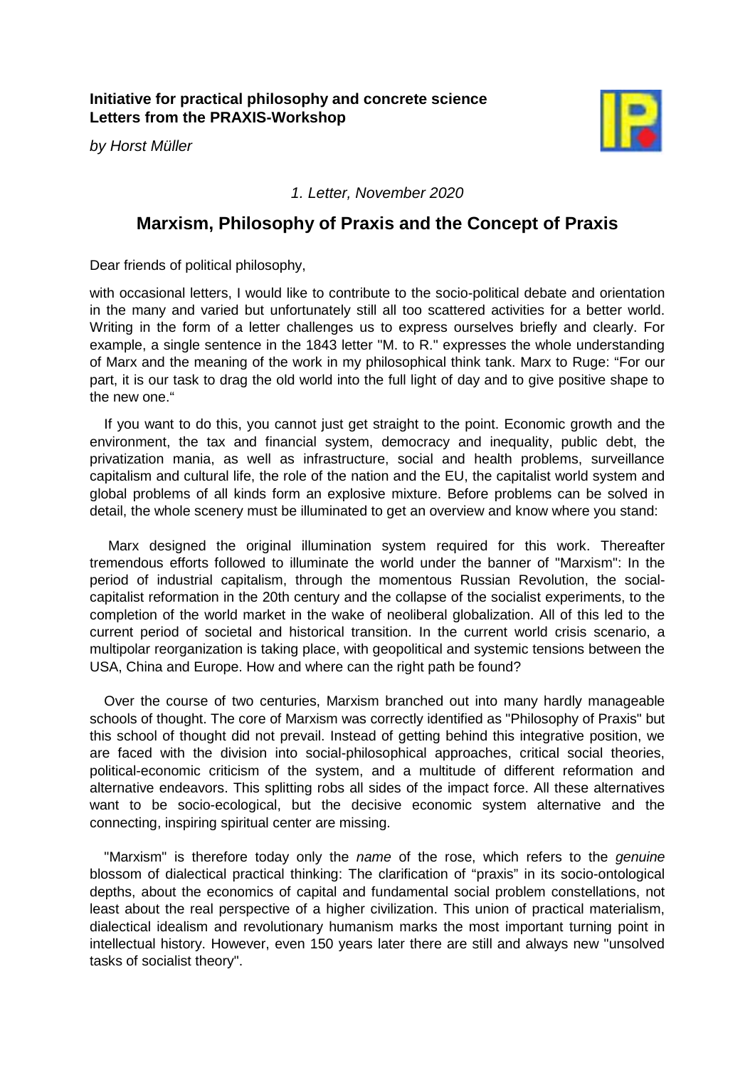**Initiative for practical philosophy and concrete science**
**Letters from the PRAXIS-Workshop**

*by Horst Müller*

*1. Letter, November 2020*

## Marxism, Philosophy of Praxis and the Concept of Praxis

Dear friends of political philosophy,

with occasional letters, I would like to contribute to the socio-political debate and orientation in the many and varied but unfortunately still all too scattered activities for a better world. Writing in the form of a letter challenges us to express ourselves briefly and clearly. For example, a single sentence in the 1843 letter "M. to R." expresses the whole understanding of Marx and the meaning of the work in my philosophical think tank. Marx to Ruge: "For our part, it is our task to drag the old world into the full light of day and to give positive shape to the new one."

If you want to do this, you cannot just get straight to the point. Economic growth and the environment, the tax and financial system, democracy and inequality, public debt, the privatization mania, as well as infrastructure, social and health problems, surveillance capitalism and cultural life, the role of the nation and the EU, the capitalist world system and global problems of all kinds form an explosive mixture. Before problems can be solved in detail, the whole scenery must be illuminated to get an overview and know where you stand:

Marx designed the original illumination system required for this work. Thereafter tremendous efforts followed to illuminate the world under the banner of "Marxism": In the period of industrial capitalism, through the momentous Russian Revolution, the social-capitalist reformation in the 20th century and the collapse of the socialist experiments, to the completion of the world market in the wake of neoliberal globalization. All of this led to the current period of societal and historical transition. In the current world crisis scenario, a multipolar reorganization is taking place, with geopolitical and systemic tensions between the USA, China and Europe. How and where can the right path be found?

Over the course of two centuries, Marxism branched out into many hardly manageable schools of thought. The core of Marxism was correctly identified as "Philosophy of Praxis" but this school of thought did not prevail. Instead of getting behind this integrative position, we are faced with the division into social-philosophical approaches, critical social theories, political-economic criticism of the system, and a multitude of different reformation and alternative endeavors. This splitting robs all sides of the impact force. All these alternatives want to be socio-ecological, but the decisive economic system alternative and the connecting, inspiring spiritual center are missing.

"Marxism" is therefore today only the *name* of the rose, which refers to the *genuine* blossom of dialectical practical thinking: The clarification of "praxis" in its socio-ontological depths, about the economics of capital and fundamental social problem constellations, not least about the real perspective of a higher civilization. This union of practical materialism, dialectical idealism and revolutionary humanism marks the most important turning point in intellectual history. However, even 150 years later there are still and always new "unsolved tasks of socialist theory".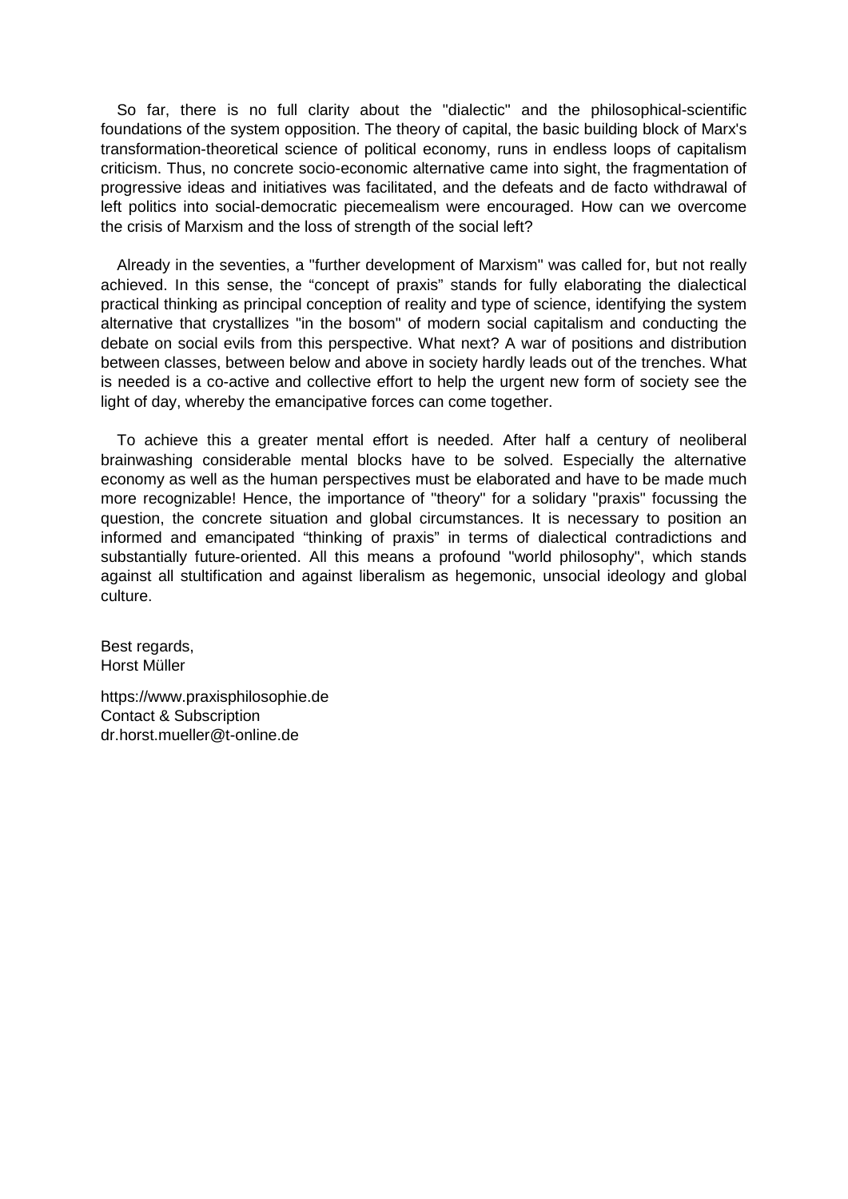So far, there is no full clarity about the "dialectic" and the philosophical-scientific foundations of the system opposition. The theory of capital, the basic building block of Marx's transformation-theoretical science of political economy, runs in endless loops of capitalism criticism. Thus, no concrete socio-economic alternative came into sight, the fragmentation of progressive ideas and initiatives was facilitated, and the defeats and de facto withdrawal of left politics into social-democratic piecemealism were encouraged. How can we overcome the crisis of Marxism and the loss of strength of the social left?

Already in the seventies, a "further development of Marxism" was called for, but not really achieved. In this sense, the “concept of praxis” stands for fully elaborating the dialectical practical thinking as principal conception of reality and type of science, identifying the system alternative that crystallizes "in the bosom" of modern social capitalism and conducting the debate on social evils from this perspective. What next? A war of positions and distribution between classes, between below and above in society hardly leads out of the trenches. What is needed is a co-active and collective effort to help the urgent new form of society see the light of day, whereby the emancipative forces can come together.

To achieve this a greater mental effort is needed. After half a century of neoliberal brainwashing considerable mental blocks have to be solved. Especially the alternative economy as well as the human perspectives must be elaborated and have to be made much more recognizable! Hence, the importance of "theory" for a solidary "praxis" focussing the question, the concrete situation and global circumstances. It is necessary to position an informed and emancipated “thinking of praxis” in terms of dialectical contradictions and substantially future-oriented. All this means a profound "world philosophy", which stands against all stultification and against liberalism as hegemonic, unsocial ideology and global culture.

Best regards,
Horst Müller

https://www.praxisphilosophie.de
Contact & Subscription
dr.horst.mueller@t-online.de